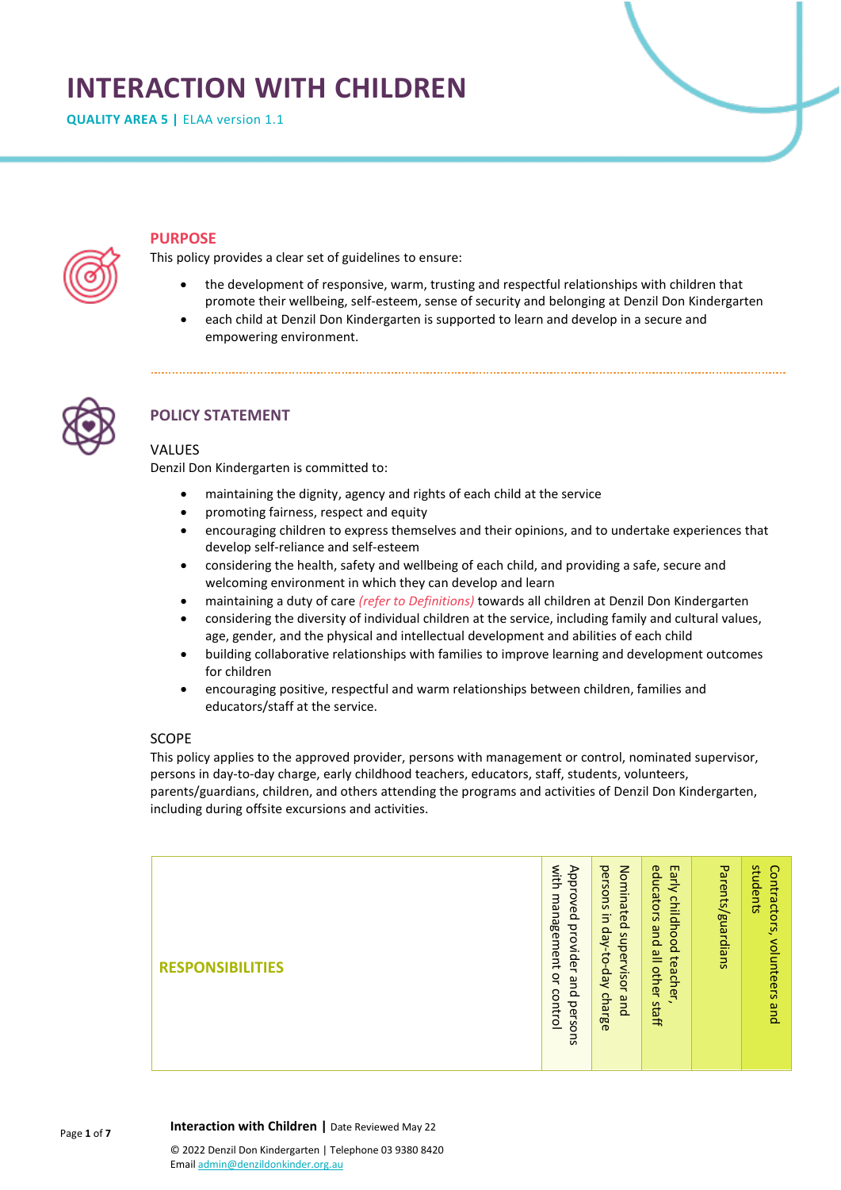# INTERACTION WITH CHILDREN

**QUALITY AREA 5 |** ELAA version 1.1

## PURPOSE

This policy provides a clear set of guidelines to ensure:

- the development of responsive, warm, trusting and respectful relationships with children that promote their wellbeing, self-esteem, sense of security and belonging at Denzil Don Kindergarten
- each child at Denzil Don Kindergarten is supported to learn and develop in a secure and empowering environment.

## POLICY STATEMENT

### VALUES

Denzil Don Kindergarten is committed to:

- maintaining the dignity, agency and rights of each child at the service
- promoting fairness, respect and equity
- encouraging children to express themselves and their opinions, and to undertake experiences that develop self-reliance and self-esteem
- considering the health, safety and wellbeing of each child, and providing a safe, secure and welcoming environment in which they can develop and learn
- maintaining a duty of care *(refer to Definitions)* towards all children at Denzil Don Kindergarten
- considering the diversity of individual children at the service, including family and cultural values, age, gender, and the physical and intellectual development and abilities of each child
- building collaborative relationships with families to improve learning and development outcomes for children
- encouraging positive, respectful and warm relationships between children, families and educators/staff at the service.

### SCOPE

This policy applies to the approved provider, persons with management or control, nominated supervisor, persons in day-to-day charge, early childhood teachers, educators, staff, students, volunteers, parents/guardians, children, and others attending the programs and activities of Denzil Don Kindergarten, including during offsite excursions and activities.

| RESPONSIBILITIES | Approved provider and persons with management or control | Nominated supervisor and persons in day-to-day charge | Early childhood teacher, educators and all other staff | Parents/guardians | Contractors, volunteers and students |
|---|---|---|---|---|---|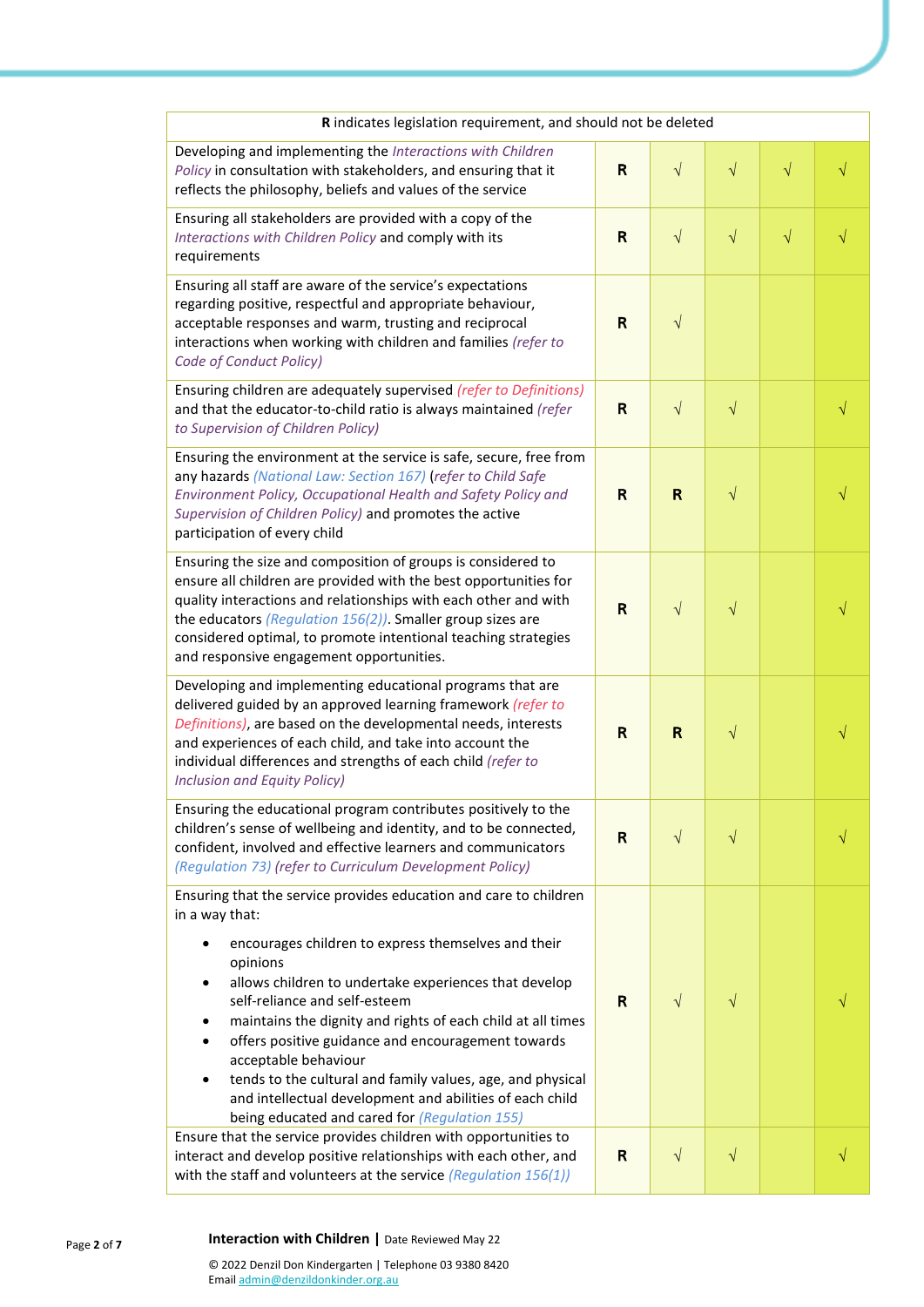| **R** indicates legislation requirement, and should not be deleted | | | | | |
|---|---|---|---|---|---|
| Developing and implementing the *Interactions with Children Policy* in consultation with stakeholders, and ensuring that it reflects the philosophy, beliefs and values of the service | **R** | √ | √ | √ | √ |
| Ensuring all stakeholders are provided with a copy of the *Interactions with Children Policy* and comply with its requirements | **R** | √ | √ | √ | √ |
| Ensuring all staff are aware of the service's expectations regarding positive, respectful and appropriate behaviour, acceptable responses and warm, trusting and reciprocal interactions when working with children and families *(refer to Code of Conduct Policy)* | **R** | √ | | | |
| Ensuring children are adequately supervised *(refer to Definitions)* and that the educator-to-child ratio is always maintained *(refer to Supervision of Children Policy)* | **R** | √ | √ | | √ |
| Ensuring the environment at the service is safe, secure, free from any hazards *(National Law: Section 167)* (*refer to Child Safe Environment Policy, Occupational Health and Safety Policy and Supervision of Children Policy)* and promotes the active participation of every child | **R** | **R** | √ | | √ |
| Ensuring the size and composition of groups is considered to ensure all children are provided with the best opportunities for quality interactions and relationships with each other and with the educators *(Regulation 156(2))*. Smaller group sizes are considered optimal, to promote intentional teaching strategies and responsive engagement opportunities. | **R** | √ | √ | | √ |
| Developing and implementing educational programs that are delivered guided by an approved learning framework *(refer to Definitions)*, are based on the developmental needs, interests and experiences of each child, and take into account the individual differences and strengths of each child *(refer to Inclusion and Equity Policy)* | **R** | **R** | √ | | √ |
| Ensuring the educational program contributes positively to the children's sense of wellbeing and identity, and to be connected, confident, involved and effective learners and communicators *(Regulation 73) (refer to Curriculum Development Policy)* | **R** | √ | √ | | √ |
| Ensuring that the service provides education and care to children in a way that:<br>• encourages children to express themselves and their opinions<br>• allows children to undertake experiences that develop self-reliance and self-esteem<br>• maintains the dignity and rights of each child at all times<br>• offers positive guidance and encouragement towards acceptable behaviour<br>• tends to the cultural and family values, age, and physical and intellectual development and abilities of each child being educated and cared for *(Regulation 155)* | **R** | √ | √ | | √ |
| Ensure that the service provides children with opportunities to interact and develop positive relationships with each other, and with the staff and volunteers at the service *(Regulation 156(1))* | **R** | √ | √ | | √ |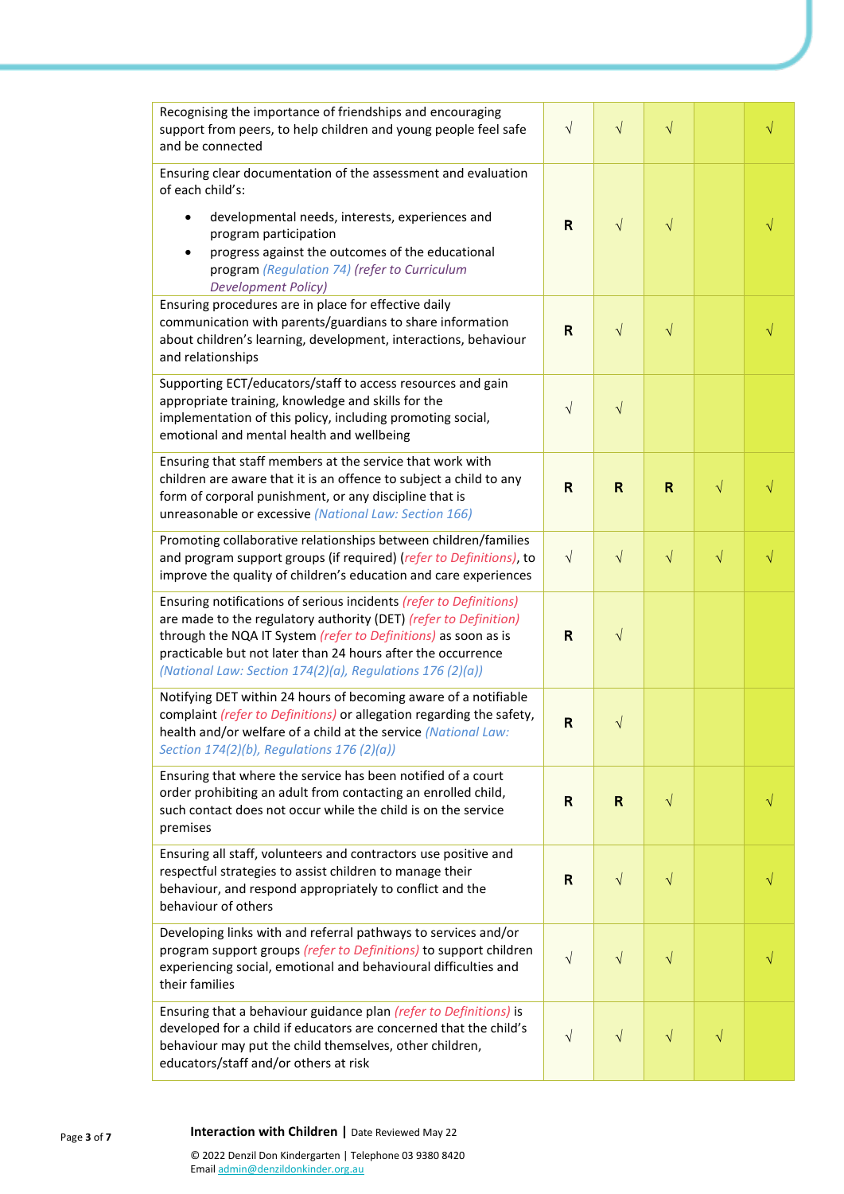| | | | | | |
|---|---|---|---|---|---|
| Recognising the importance of friendships and encouraging support from peers, to help children and young people feel safe and be connected | √ | √ | √ | | √ |
| Ensuring clear documentation of the assessment and evaluation of each child's:<br>• developmental needs, interests, experiences and program participation<br>• progress against the outcomes of the educational program *(Regulation 74)* *(refer to Curriculum Development Policy)* | **R** | √ | √ | | √ |
| Ensuring procedures are in place for effective daily communication with parents/guardians to share information about children's learning, development, interactions, behaviour and relationships | **R** | √ | √ | | √ |
| Supporting ECT/educators/staff to access resources and gain appropriate training, knowledge and skills for the implementation of this policy, including promoting social, emotional and mental health and wellbeing | √ | √ | | | |
| Ensuring that staff members at the service that work with children are aware that it is an offence to subject a child to any form of corporal punishment, or any discipline that is unreasonable or excessive *(National Law: Section 166)* | **R** | **R** | **R** | √ | √ |
| Promoting collaborative relationships between children/families and program support groups (if required) (*refer to Definitions*), to improve the quality of children's education and care experiences | √ | √ | √ | √ | √ |
| Ensuring notifications of serious incidents *(refer to Definitions)* are made to the regulatory authority (DET) *(refer to Definition)* through the NQA IT System *(refer to Definitions)* as soon as is practicable but not later than 24 hours after the occurrence *(National Law: Section 174(2)(a), Regulations 176 (2)(a))* | **R** | √ | | | |
| Notifying DET within 24 hours of becoming aware of a notifiable complaint *(refer to Definitions)* or allegation regarding the safety, health and/or welfare of a child at the service *(National Law: Section 174(2)(b), Regulations 176 (2)(a))* | **R** | √ | | | |
| Ensuring that where the service has been notified of a court order prohibiting an adult from contacting an enrolled child, such contact does not occur while the child is on the service premises | **R** | **R** | √ | | √ |
| Ensuring all staff, volunteers and contractors use positive and respectful strategies to assist children to manage their behaviour, and respond appropriately to conflict and the behaviour of others | **R** | √ | √ | | √ |
| Developing links with and referral pathways to services and/or program support groups *(refer to Definitions)* to support children experiencing social, emotional and behavioural difficulties and their families | √ | √ | √ | | √ |
| Ensuring that a behaviour guidance plan *(refer to Definitions)* is developed for a child if educators are concerned that the child's behaviour may put the child themselves, other children, educators/staff and/or others at risk | √ | √ | √ | √ | |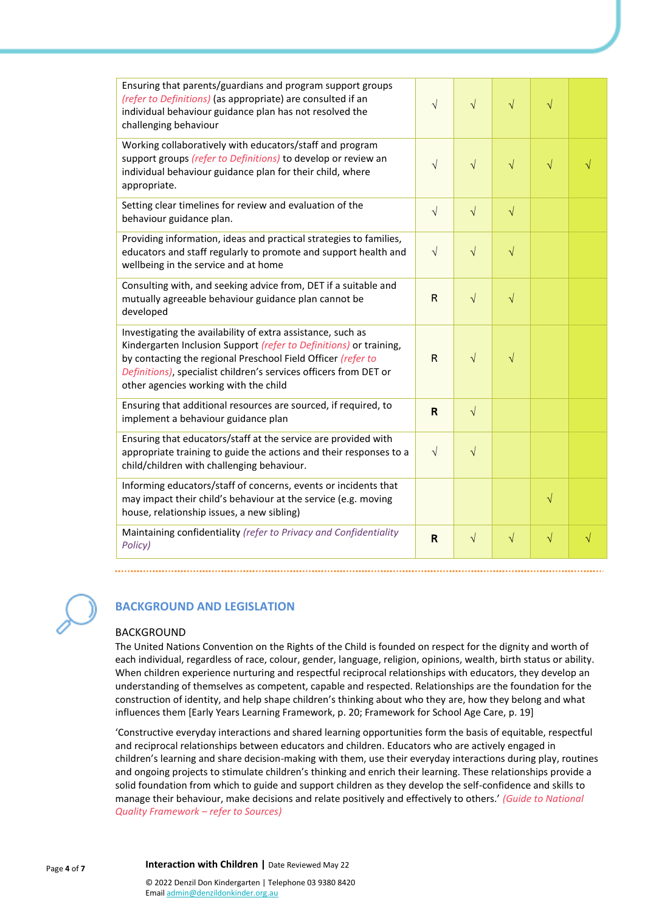| | | | | | |
|---|---|---|---|---|---|
| Ensuring that parents/guardians and program support groups *(refer to Definitions)* (as appropriate) are consulted if an individual behaviour guidance plan has not resolved the challenging behaviour | √ | √ | √ | √ | |
| Working collaboratively with educators/staff and program support groups *(refer to Definitions)* to develop or review an individual behaviour guidance plan for their child, where appropriate. | √ | √ | √ | √ | √ |
| Setting clear timelines for review and evaluation of the behaviour guidance plan. | √ | √ | √ | | |
| Providing information, ideas and practical strategies to families, educators and staff regularly to promote and support health and wellbeing in the service and at home | √ | √ | √ | | |
| Consulting with, and seeking advice from, DET if a suitable and mutually agreeable behaviour guidance plan cannot be developed | R | √ | √ | | |
| Investigating the availability of extra assistance, such as Kindergarten Inclusion Support *(refer to Definitions)* or training, by contacting the regional Preschool Field Officer *(refer to Definitions)*, specialist children's services officers from DET or other agencies working with the child | R | √ | √ | | |
| Ensuring that additional resources are sourced, if required, to implement a behaviour guidance plan | **R** | √ | | | |
| Ensuring that educators/staff at the service are provided with appropriate training to guide the actions and their responses to a child/children with challenging behaviour. | √ | √ | | | |
| Informing educators/staff of concerns, events or incidents that may impact their child's behaviour at the service (e.g. moving house, relationship issues, a new sibling) | | | | √ | |
| Maintaining confidentiality *(refer to Privacy and Confidentiality Policy)* | **R** | √ | √ | √ | √ |

## BACKGROUND AND LEGISLATION

### BACKGROUND

The United Nations Convention on the Rights of the Child is founded on respect for the dignity and worth of each individual, regardless of race, colour, gender, language, religion, opinions, wealth, birth status or ability. When children experience nurturing and respectful reciprocal relationships with educators, they develop an understanding of themselves as competent, capable and respected. Relationships are the foundation for the construction of identity, and help shape children's thinking about who they are, how they belong and what influences them [Early Years Learning Framework, p. 20; Framework for School Age Care, p. 19]

'Constructive everyday interactions and shared learning opportunities form the basis of equitable, respectful and reciprocal relationships between educators and children. Educators who are actively engaged in children's learning and share decision-making with them, use their everyday interactions during play, routines and ongoing projects to stimulate children's thinking and enrich their learning. These relationships provide a solid foundation from which to guide and support children as they develop the self-confidence and skills to manage their behaviour, make decisions and relate positively and effectively to others.' *(Guide to National Quality Framework – refer to Sources)*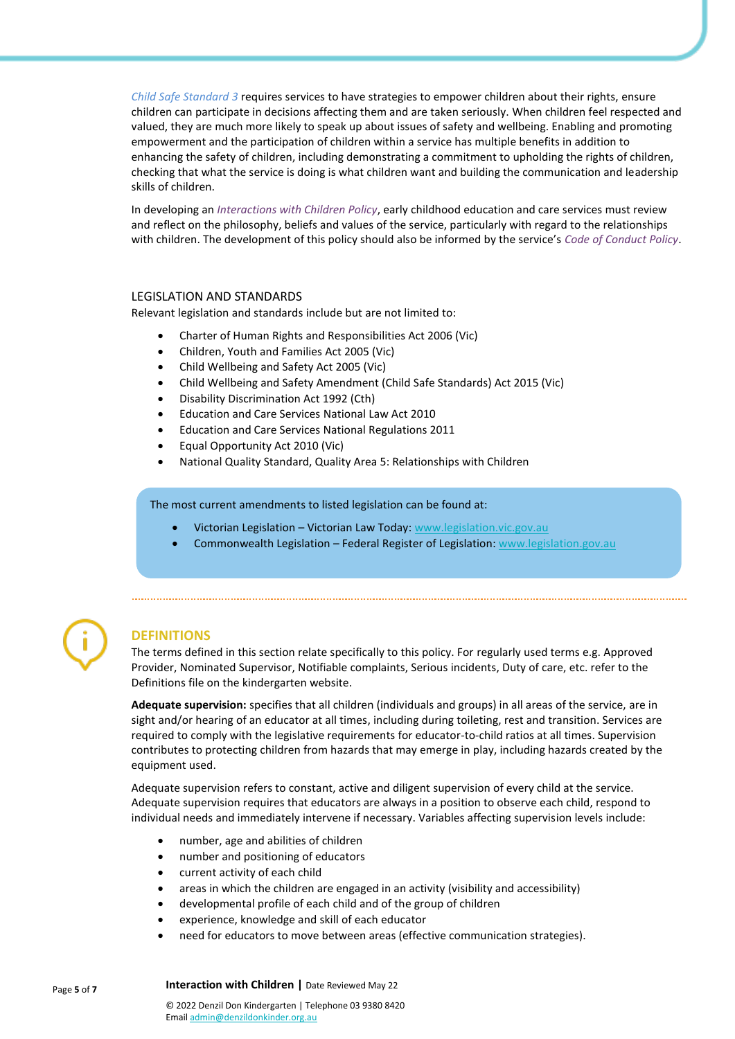*Child Safe Standard 3* requires services to have strategies to empower children about their rights, ensure children can participate in decisions affecting them and are taken seriously. When children feel respected and valued, they are much more likely to speak up about issues of safety and wellbeing. Enabling and promoting empowerment and the participation of children within a service has multiple benefits in addition to enhancing the safety of children, including demonstrating a commitment to upholding the rights of children, checking that what the service is doing is what children want and building the communication and leadership skills of children.

In developing an *Interactions with Children Policy*, early childhood education and care services must review and reflect on the philosophy, beliefs and values of the service, particularly with regard to the relationships with children. The development of this policy should also be informed by the service's *Code of Conduct Policy*.

### LEGISLATION AND STANDARDS

Relevant legislation and standards include but are not limited to:

- Charter of Human Rights and Responsibilities Act 2006 (Vic)
- Children, Youth and Families Act 2005 (Vic)
- Child Wellbeing and Safety Act 2005 (Vic)
- Child Wellbeing and Safety Amendment (Child Safe Standards) Act 2015 (Vic)
- Disability Discrimination Act 1992 (Cth)
- Education and Care Services National Law Act 2010
- Education and Care Services National Regulations 2011
- Equal Opportunity Act 2010 (Vic)
- National Quality Standard, Quality Area 5: Relationships with Children

The most current amendments to listed legislation can be found at:

- Victorian Legislation – Victorian Law Today: www.legislation.vic.gov.au
- Commonwealth Legislation – Federal Register of Legislation: www.legislation.gov.au

## DEFINITIONS

The terms defined in this section relate specifically to this policy. For regularly used terms e.g. Approved Provider, Nominated Supervisor, Notifiable complaints, Serious incidents, Duty of care, etc. refer to the Definitions file on the kindergarten website.

**Adequate supervision:** specifies that all children (individuals and groups) in all areas of the service, are in sight and/or hearing of an educator at all times, including during toileting, rest and transition. Services are required to comply with the legislative requirements for educator-to-child ratios at all times. Supervision contributes to protecting children from hazards that may emerge in play, including hazards created by the equipment used.

Adequate supervision refers to constant, active and diligent supervision of every child at the service. Adequate supervision requires that educators are always in a position to observe each child, respond to individual needs and immediately intervene if necessary. Variables affecting supervision levels include:

- number, age and abilities of children
- number and positioning of educators
- current activity of each child
- areas in which the children are engaged in an activity (visibility and accessibility)
- developmental profile of each child and of the group of children
- experience, knowledge and skill of each educator
- need for educators to move between areas (effective communication strategies).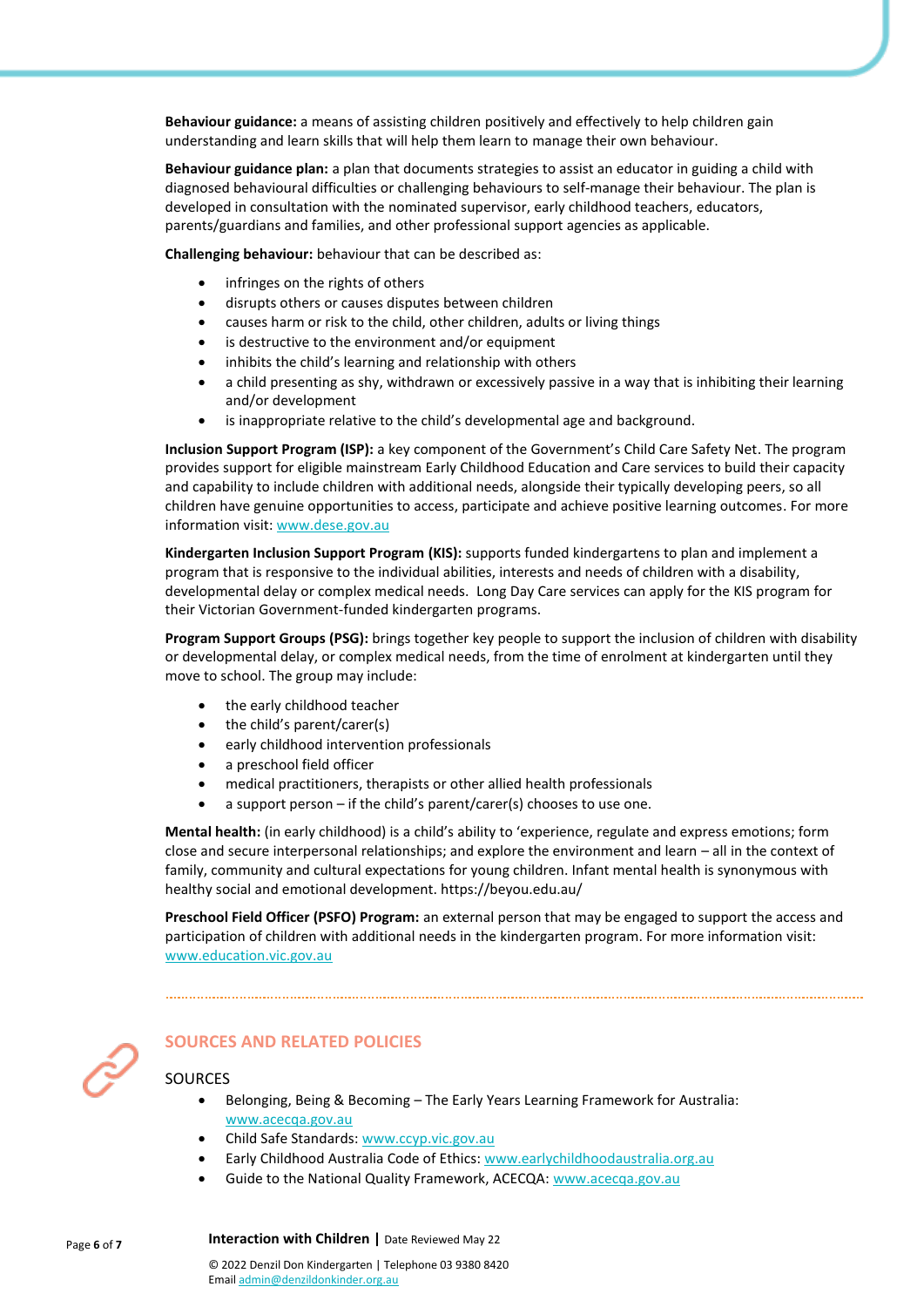**Behaviour guidance:** a means of assisting children positively and effectively to help children gain understanding and learn skills that will help them learn to manage their own behaviour.

**Behaviour guidance plan:** a plan that documents strategies to assist an educator in guiding a child with diagnosed behavioural difficulties or challenging behaviours to self-manage their behaviour. The plan is developed in consultation with the nominated supervisor, early childhood teachers, educators, parents/guardians and families, and other professional support agencies as applicable.

**Challenging behaviour:** behaviour that can be described as:

- infringes on the rights of others
- disrupts others or causes disputes between children
- causes harm or risk to the child, other children, adults or living things
- is destructive to the environment and/or equipment
- inhibits the child's learning and relationship with others
- a child presenting as shy, withdrawn or excessively passive in a way that is inhibiting their learning and/or development
- is inappropriate relative to the child's developmental age and background.

**Inclusion Support Program (ISP):** a key component of the Government's Child Care Safety Net. The program provides support for eligible mainstream Early Childhood Education and Care services to build their capacity and capability to include children with additional needs, alongside their typically developing peers, so all children have genuine opportunities to access, participate and achieve positive learning outcomes. For more information visit: www.dese.gov.au

**Kindergarten Inclusion Support Program (KIS):** supports funded kindergartens to plan and implement a program that is responsive to the individual abilities, interests and needs of children with a disability, developmental delay or complex medical needs. Long Day Care services can apply for the KIS program for their Victorian Government-funded kindergarten programs.

**Program Support Groups (PSG):** brings together key people to support the inclusion of children with disability or developmental delay, or complex medical needs, from the time of enrolment at kindergarten until they move to school. The group may include:

- the early childhood teacher
- the child's parent/carer(s)
- early childhood intervention professionals
- a preschool field officer
- medical practitioners, therapists or other allied health professionals
- a support person – if the child's parent/carer(s) chooses to use one.

**Mental health:** (in early childhood) is a child's ability to 'experience, regulate and express emotions; form close and secure interpersonal relationships; and explore the environment and learn – all in the context of family, community and cultural expectations for young children. Infant mental health is synonymous with healthy social and emotional development. https://beyou.edu.au/

**Preschool Field Officer (PSFO) Program:** an external person that may be engaged to support the access and participation of children with additional needs in the kindergarten program. For more information visit: www.education.vic.gov.au

## SOURCES AND RELATED POLICIES

### SOURCES

- Belonging, Being & Becoming – The Early Years Learning Framework for Australia: www.acecqa.gov.au
- Child Safe Standards: www.ccyp.vic.gov.au
- Early Childhood Australia Code of Ethics: www.earlychildhoodaustralia.org.au
- Guide to the National Quality Framework, ACECQA: www.acecqa.gov.au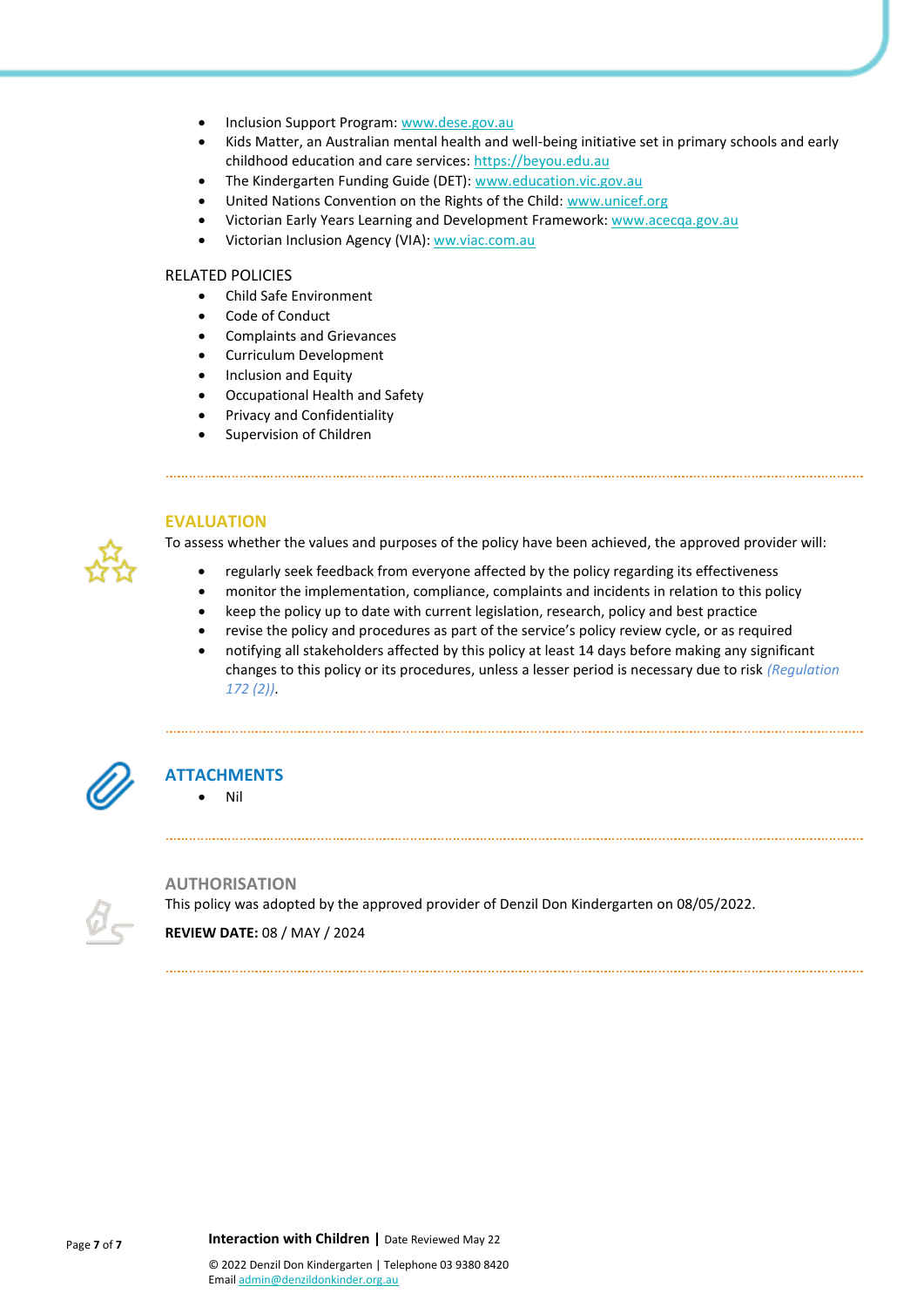- Inclusion Support Program: www.dese.gov.au
- Kids Matter, an Australian mental health and well-being initiative set in primary schools and early childhood education and care services: https://beyou.edu.au
- The Kindergarten Funding Guide (DET): www.education.vic.gov.au
- United Nations Convention on the Rights of the Child: www.unicef.org
- Victorian Early Years Learning and Development Framework: www.acecqa.gov.au
- Victorian Inclusion Agency (VIA): ww.viac.com.au

RELATED POLICIES

- Child Safe Environment
- Code of Conduct
- Complaints and Grievances
- Curriculum Development
- Inclusion and Equity
- Occupational Health and Safety
- Privacy and Confidentiality
- Supervision of Children

## EVALUATION

To assess whether the values and purposes of the policy have been achieved, the approved provider will:

- regularly seek feedback from everyone affected by the policy regarding its effectiveness
- monitor the implementation, compliance, complaints and incidents in relation to this policy
- keep the policy up to date with current legislation, research, policy and best practice
- revise the policy and procedures as part of the service's policy review cycle, or as required
- notifying all stakeholders affected by this policy at least 14 days before making any significant changes to this policy or its procedures, unless a lesser period is necessary due to risk *(Regulation 172 (2))*.

## ATTACHMENTS

- Nil

## AUTHORISATION

This policy was adopted by the approved provider of Denzil Don Kindergarten on 08/05/2022.

**REVIEW DATE:** 08 / MAY / 2024